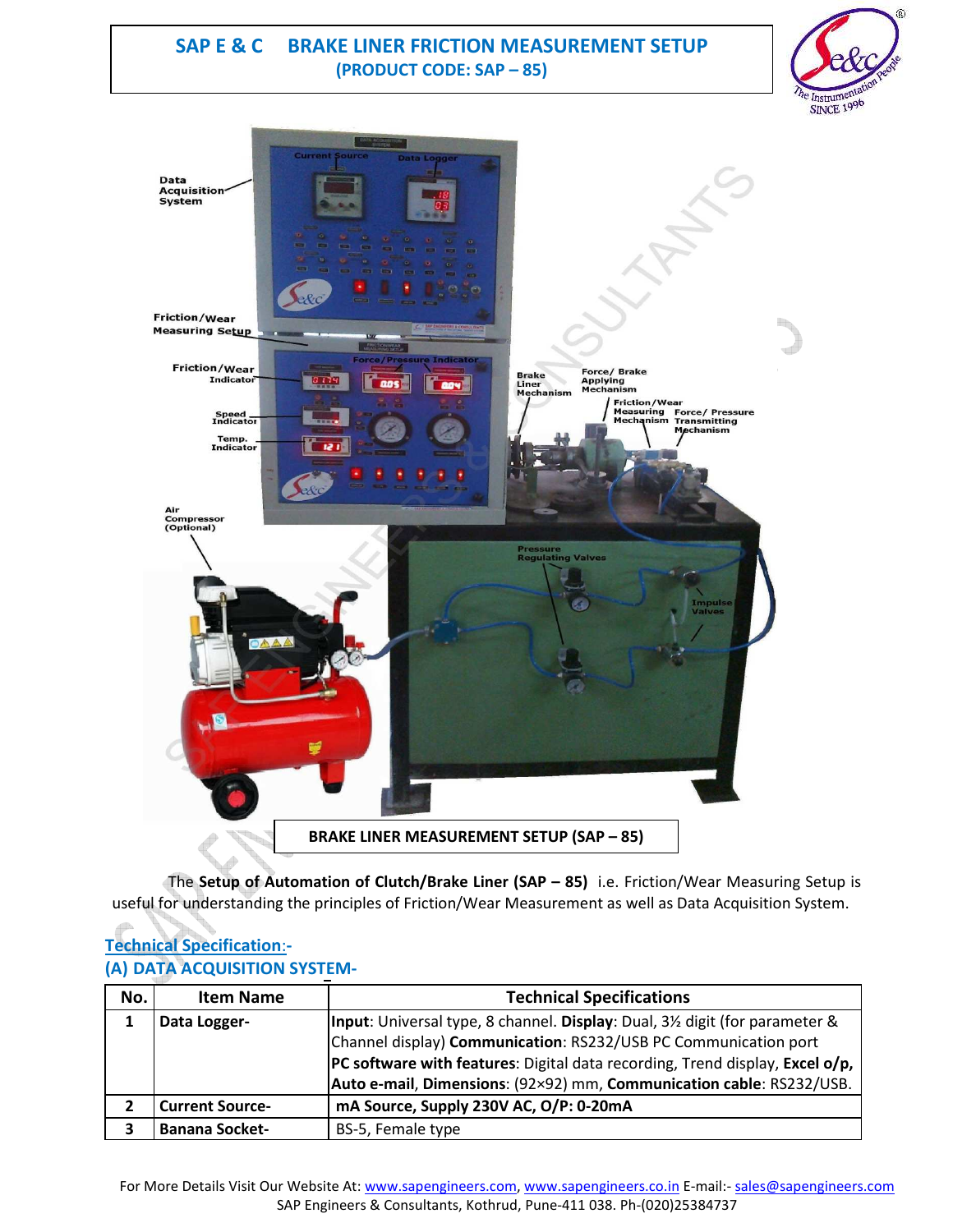# SAP E & C BRAKE LINER FRICTION MEASUREMENT SETUP
## (PRODUCT CODE: SAP – 85)

BRAKE LINER MEASUREMENT SETUP (SAP – 85)

The **Setup of Automation of Clutch/Brake Liner (SAP – 85)** i.e. Friction/Wear Measuring Setup is useful for understanding the principles of Friction/Wear Measurement as well as Data Acquisition System.

## Technical Specification:-

### (A) DATA ACQUISITION SYSTEM-

| No. | Item Name | Technical Specifications |
|---|---|---|
| 1 | **Data Logger-** | **Input**: Universal type, 8 channel. **Display**: Dual, 3½ digit (for parameter & Channel display) **Communication**: RS232/USB PC Communication port **PC software with features**: Digital data recording, Trend display, **Excel o/p, Auto e-mail**, **Dimensions**: (92×92) mm, **Communication cable**: RS232/USB. |
| 2 | **Current Source-** | **mA Source, Supply 230V AC, O/P: 0-20mA** |
| 3 | **Banana Socket-** | BS-5, Female type |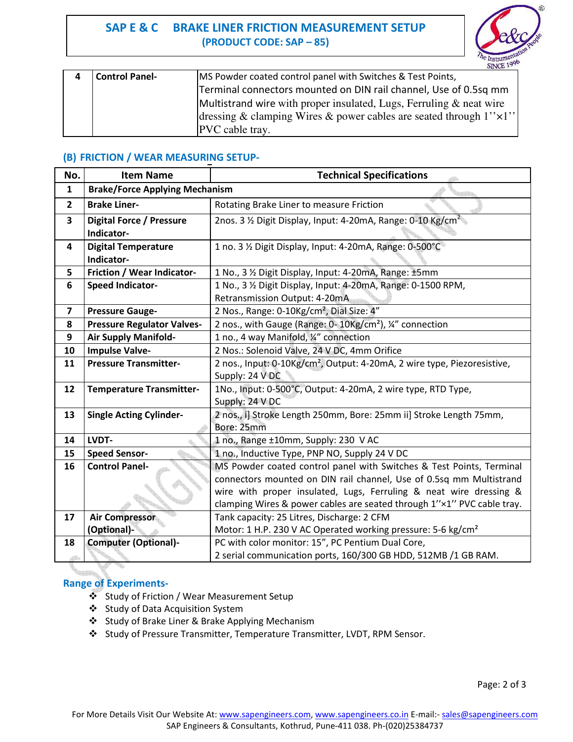| 4 | **Control Panel-** | MS Powder coated control panel with Switches & Test Points, Terminal connectors mounted on DIN rail channel, Use of 0.5sq mm Multistrand wire with proper insulated, Lugs, Ferruling & neat wire dressing & clamping Wires & power cables are seated through 1''×1'' PVC cable tray. |
|---|---|---|

## (B) FRICTION / WEAR MEASURING SETUP-

| No. | Item Name | Technical Specifications |
|---|---|---|
| 1 | **Brake/Force Applying Mechanism** | |
| 2 | **Brake Liner-** | Rotating Brake Liner to measure Friction |
| 3 | **Digital Force / Pressure Indicator-** | 2nos. 3 ½ Digit Display, Input: 4-20mA, Range: 0-10 Kg/cm$^2$ |
| 4 | **Digital Temperature Indicator-** | 1 no. 3 ½ Digit Display, Input: 4-20mA, Range: 0-500°C |
| 5 | **Friction / Wear Indicator-** | 1 No., 3 ½ Digit Display, Input: 4-20mA, Range: ±5mm |
| 6 | **Speed Indicator-** | 1 No., 3 ½ Digit Display, Input: 4-20mA, Range: 0-1500 RPM, Retransmission Output: 4-20mA |
| 7 | **Pressure Gauge-** | 2 Nos., Range: 0-10Kg/cm$^2$, Dial Size: 4" |
| 8 | **Pressure Regulator Valves-** | 2 nos., with Gauge (Range: 0- 10Kg/cm$^2$), ¼" connection |
| 9 | **Air Supply Manifold-** | 1 no., 4 way Manifold, ¼" connection |
| 10 | **Impulse Valve-** | 2 Nos.: Solenoid Valve, 24 V DC, 4mm Orifice |
| 11 | **Pressure Transmitter-** | 2 nos., Input: 0-10Kg/cm$^2$, Output: 4-20mA, 2 wire type, Piezoresistive, Supply: 24 V DC |
| 12 | **Temperature Transmitter-** | 1No., Input: 0-500°C, Output: 4-20mA, 2 wire type, RTD Type, Supply: 24 V DC |
| 13 | **Single Acting Cylinder-** | 2 nos., i] Stroke Length 250mm, Bore: 25mm ii] Stroke Length 75mm, Bore: 25mm |
| 14 | **LVDT-** | 1 no., Range ±10mm, Supply: 230 V AC |
| 15 | **Speed Sensor-** | 1 no., Inductive Type, PNP NO, Supply 24 V DC |
| 16 | **Control Panel-** | MS Powder coated control panel with Switches & Test Points, Terminal connectors mounted on DIN rail channel, Use of 0.5sq mm Multistrand wire with proper insulated, Lugs, Ferruling & neat wire dressing & clamping Wires & power cables are seated through 1''×1'' PVC cable tray. |
| 17 | **Air Compressor (Optional)-** | Tank capacity: 25 Litres, Discharge: 2 CFM<br>Motor: 1 H.P. 230 V AC Operated working pressure: 5-6 kg/cm$^2$ |
| 18 | **Computer (Optional)-** | PC with color monitor: 15", PC Pentium Dual Core, 2 serial communication ports, 160/300 GB HDD, 512MB /1 GB RAM. |

## Range of Experiments-

- Study of Friction / Wear Measurement Setup
- Study of Data Acquisition System
- Study of Brake Liner & Brake Applying Mechanism
- Study of Pressure Transmitter, Temperature Transmitter, LVDT, RPM Sensor.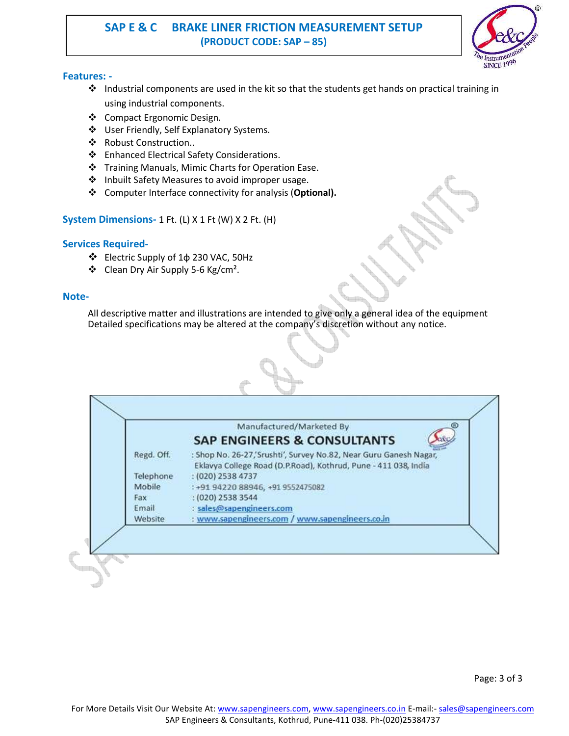# SAP E & C BRAKE LINER FRICTION MEASUREMENT SETUP
## (PRODUCT CODE: SAP – 85)

### Features: -

- Industrial components are used in the kit so that the students get hands on practical training in using industrial components.
- Compact Ergonomic Design.
- User Friendly, Self Explanatory Systems.
- Robust Construction..
- Enhanced Electrical Safety Considerations.
- Training Manuals, Mimic Charts for Operation Ease.
- Inbuilt Safety Measures to avoid improper usage.
- Computer Interface connectivity for analysis (**Optional).**

**System Dimensions-** 1 Ft. (L) X 1 Ft (W) X 2 Ft. (H)

### Services Required-

- Electric Supply of 1ϕ 230 VAC, 50Hz
- Clean Dry Air Supply 5-6 Kg/cm².

### Note-

All descriptive matter and illustrations are intended to give only a general idea of the equipment Detailed specifications may be altered at the company's discretion without any notice.

Manufactured/Marketed By

**SAP ENGINEERS & CONSULTANTS**

| | |
|---|---|
| Regd. Off. | : Shop No. 26-27,'Srushti', Survey No.82, Near Guru Ganesh Nagar, Eklavya College Road (D.P.Road), Kothrud, Pune - 411 038, India |
| Telephone | : (020) 2538 4737 |
| Mobile | : +91 94220 88946, +91 9552475082 |
| Fax | : (020) 2538 3544 |
| Email | : sales@sapengineers.com |
| Website | : www.sapengineers.com / www.sapengineers.co.in |

For More Details Visit Our Website At: www.sapengineers.com, www.sapengineers.co.in E-mail:- sales@sapengineers.com
SAP Engineers & Consultants, Kothrud, Pune-411 038. Ph-(020)25384737